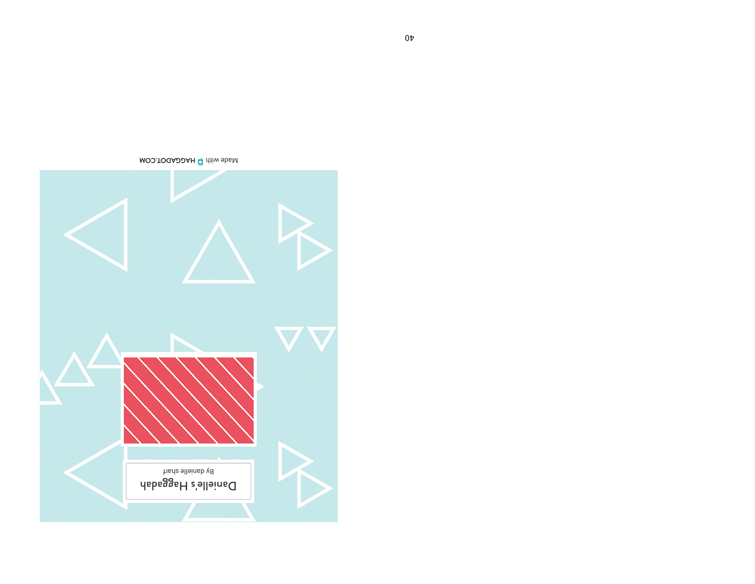# Danielle's Haggadah

By danielle sharf

Made with HAGGADOT.COM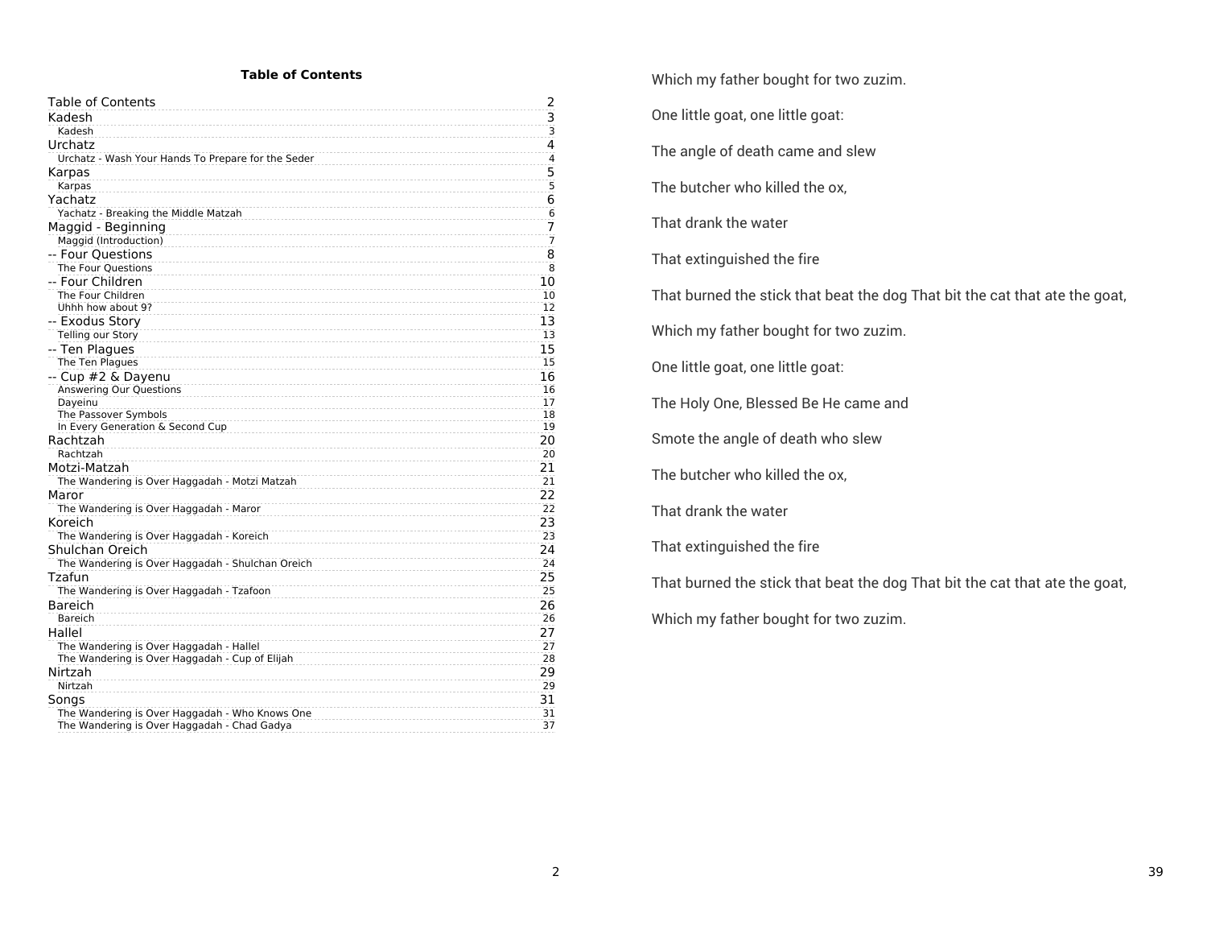**Table of Contents**

| Section | Page |
|---|---|
| Table of Contents | 2 |
| Kadesh | 3 |
| Kadesh | 3 |
| Urchatz | 4 |
| Urchatz - Wash Your Hands To Prepare for the Seder | 4 |
| Karpas | 5 |
| Karpas | 5 |
| Yachatz | 6 |
| Yachatz - Breaking the Middle Matzah | 6 |
| Maggid - Beginning | 7 |
| Maggid (Introduction) | 7 |
| -- Four Questions | 8 |
| The Four Questions | 8 |
| -- Four Children | 10 |
| The Four Children | 10 |
| Uhhh how about 9? | 12 |
| -- Exodus Story | 13 |
| Telling our Story | 13 |
| -- Ten Plagues | 15 |
| The Ten Plagues | 15 |
| -- Cup #2 & Dayenu | 16 |
| Answering Our Questions | 16 |
| Dayeinu | 17 |
| The Passover Symbols | 18 |
| In Every Generation & Second Cup | 19 |
| Rachtzah | 20 |
| Rachtzah | 20 |
| Motzi-Matzah | 21 |
| The Wandering is Over Haggadah - Motzi Matzah | 21 |
| Maror | 22 |
| The Wandering is Over Haggadah - Maror | 22 |
| Koreich | 23 |
| The Wandering is Over Haggadah - Koreich | 23 |
| Shulchan Oreich | 24 |
| The Wandering is Over Haggadah - Shulchan Oreich | 24 |
| Tzafun | 25 |
| The Wandering is Over Haggadah - Tzafoon | 25 |
| Bareich | 26 |
| Bareich | 26 |
| Hallel | 27 |
| The Wandering is Over Haggadah - Hallel | 27 |
| The Wandering is Over Haggadah - Cup of Elijah | 28 |
| Nirtzah | 29 |
| Nirtzah | 29 |
| Songs | 31 |
| The Wandering is Over Haggadah - Who Knows One | 31 |
| The Wandering is Over Haggadah - Chad Gadya | 37 |

Which my father bought for two zuzim.

One little goat, one little goat:

The angle of death came and slew

The butcher who killed the ox,

That drank the water

That extinguished the fire

That burned the stick that beat the dog That bit the cat that ate the goat,

Which my father bought for two zuzim.

One little goat, one little goat:

The Holy One, Blessed Be He came and

Smote the angle of death who slew

The butcher who killed the ox,

That drank the water

That extinguished the fire

That burned the stick that beat the dog That bit the cat that ate the goat,

Which my father bought for two zuzim.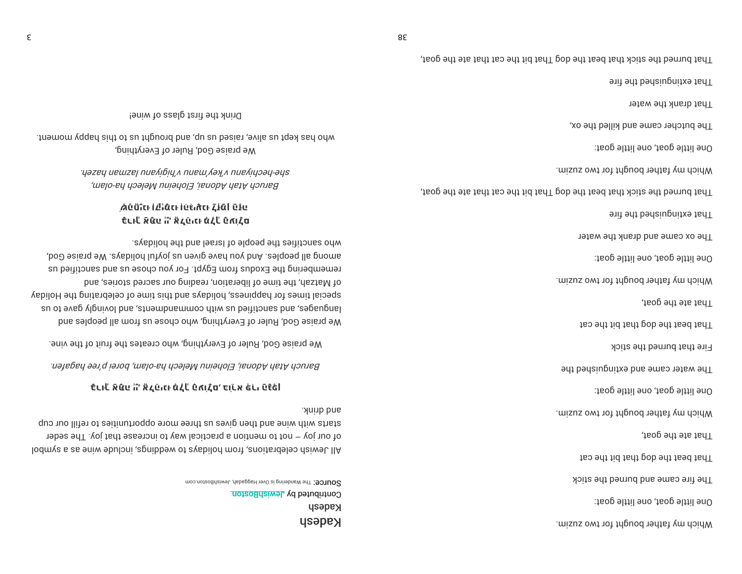Which my father bought for two zuzim.

One little goat, one little goat:

The fire came and burned the stick

That beat the dog that bit the cat

That ate the goat,

Which my father bought for two zuzim.

One little goat, one little goat:

The water came and extinguished the

Fire that burned the stick

That beat the dog that bit the cat

That ate the goat,

Which my father bought for two zuzim.

One little goat, one little goat:

The ox came and drank the water

That extinguished the fire

That burned the stick that beat the dog That bit the cat that ate the goat,

Which my father bought for two zuzim.

One little goat, one little goat:

The butcher came and killed the ox,

That drank the water

That extinguished the fire

That burned the stick that beat the dog That bit the cat that ate the goat,

# Kadesh

Kadesh

Contributed by JewishBoston

Source: The Wandering is Over Haggadah, JewishBoston.com

All Jewish celebrations, from holidays to weddings, include wine as a symbol of our joy – not to mention a practical way to increase that joy. The seder starts with wine and then gives us three more opportunities to refill our cup and drink.

**בָּרוּךְ אַתָּה יְיָ אֱלֹהֵינוּ מֶלֶךְ הָעוֹלָם, בּוֹרֵא פְּרִי הַגָּפֶן**

*Baruch Atah Adonai, Eloheinu Melech ha-olam, borei p’ree hagafen.*

We praise God, Ruler of Everything, who creates the fruit of the vine.

We praise God, Ruler of Everything, who chose us from all peoples and languages, and sanctified us with commandments, and lovingly gave to us special times for happiness, holidays and this time of celebrating the Holiday of Matzah, the time of liberation, reading our sacred stories, and remembering the Exodus from Egypt. For you chose us and sanctified us among all peoples. And you have given us joyful holidays. We praise God, who sanctifies the people of Israel and the holidays.

**בָּרוּךְ אַתָּה יְיָ אֱלֹהֵינוּ מֶלֶךְ הָעוֹלָם, שֶׁהֶחֱיָנוּ וְקִיְּמָנוּ וְהִגִּיעָנוּ לַזְּמַן הַזֶּה**

*Baruch Atah Adonai, Eloheinu Melech ha-olam, she-hechiyanu v’key’manu v’higiyanu lazman hazeh.*

We praise God, Ruler of Everything, who has kept us alive, raised us up, and brought us to this happy moment.

Drink the first glass of wine!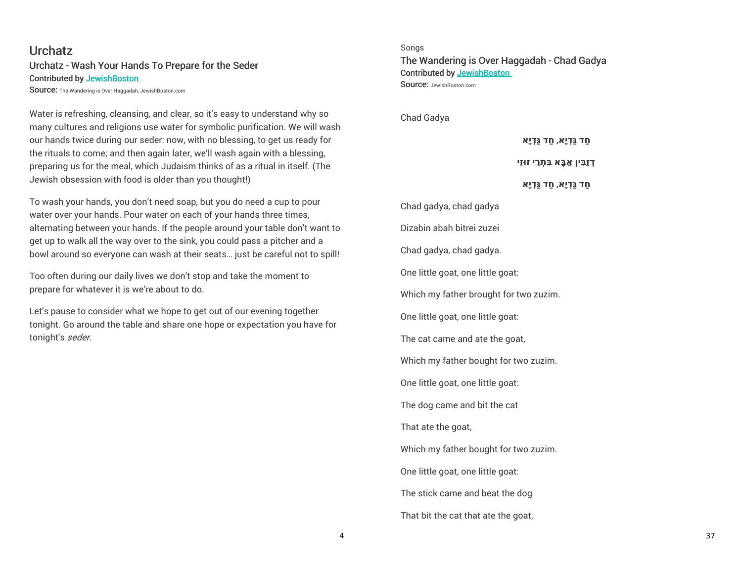# Urchatz

## Urchatz - Wash Your Hands To Prepare for the Seder

Contributed by [JewishBoston](JewishBoston)

Source: The Wandering is Over Haggadah, JewishBoston.com

Water is refreshing, cleansing, and clear, so it's easy to understand why so many cultures and religions use water for symbolic purification. We will wash our hands twice during our seder: now, with no blessing, to get us ready for the rituals to come; and then again later, we'll wash again with a blessing, preparing us for the meal, which Judaism thinks of as a ritual in itself. (The Jewish obsession with food is older than you thought!)

To wash your hands, you don't need soap, but you do need a cup to pour water over your hands. Pour water on each of your hands three times, alternating between your hands. If the people around your table don't want to get up to walk all the way over to the sink, you could pass a pitcher and a bowl around so everyone can wash at their seats… just be careful not to spill!

Too often during our daily lives we don't stop and take the moment to prepare for whatever it is we're about to do.

Let's pause to consider what we hope to get out of our evening together tonight. Go around the table and share one hope or expectation you have for tonight's *seder.*

Songs

## The Wandering is Over Haggadah - Chad Gadya

Contributed by [JewishBoston](JewishBoston)

Source: JewishBoston.com

Chad Gadya

חַד גַּדְיָא, חַד גַּדְיָא

דְזַבִּין אַבָּא בִּתְרֵי זוּזֵי

חַד גַּדְיָא, חַד גַּדְיָא

Chad gadya, chad gadya

Dizabin abah bitrei zuzei

Chad gadya, chad gadya.

One little goat, one little goat:

Which my father brought for two zuzim.

One little goat, one little goat:

The cat came and ate the goat,

Which my father bought for two zuzim.

One little goat, one little goat:

The dog came and bit the cat

That ate the goat,

Which my father bought for two zuzim.

One little goat, one little goat:

The stick came and beat the dog

That bit the cat that ate the goat,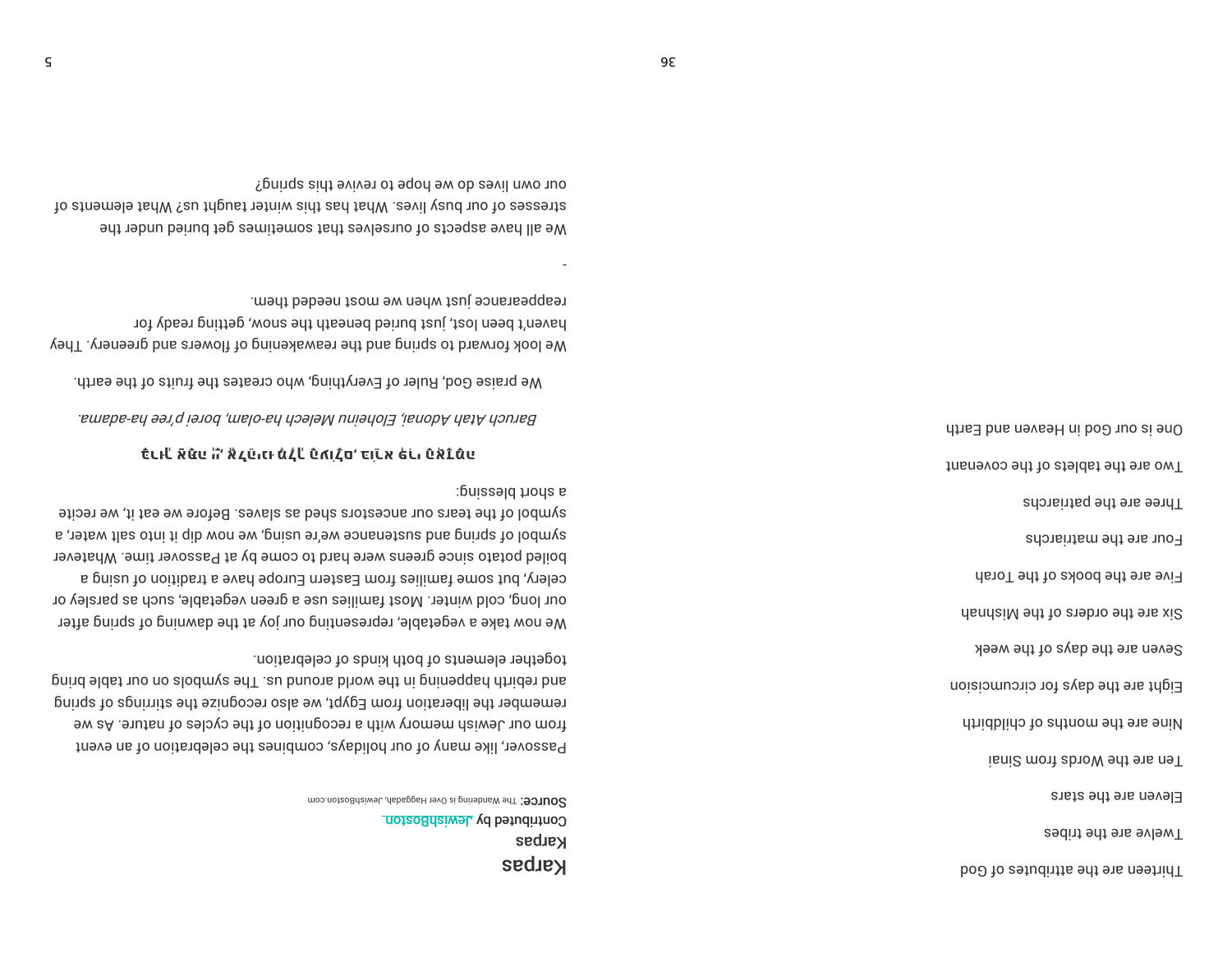Thirteen are the attributes of God

Twelve are the tribes

Eleven are the stars

Ten are the Words from Sinai

Nine are the months of childbirth

Eight are the days for circumcision

Seven are the days of the week

Six are the orders of the Mishnah

Five are the books of the Torah

Four are the matriarchs

Three are the patriarchs

Two are the tablets of the covenant

One is our God in Heaven and Earth

# Karpas

Karpas

Contributed by JewishBoston

Source: The Wandering is Over Haggadah, JewishBoston.com

Passover, like many of our holidays, combines the celebration of an event from our Jewish memory with a recognition of the cycles of nature. As we remember the liberation from Egypt, we also recognize the stirrings of spring and rebirth happening in the world around us. The symbols on our table bring together elements of both kinds of celebration.

We now take a vegetable, representing our joy at the dawning of spring after our long, cold winter. Most families use a green vegetable, such as parsley or celery, but some families from Eastern Europe have a tradition of using a boiled potato since greens were hard to come by at Passover time. Whatever symbol of spring and sustenance we're using, we now dip it into salt water, a symbol of the tears our ancestors shed as slaves. Before we eat it, we recite a short blessing:

בָּרוּךְ אַתָּה יְיָ אֱלֹהֵינוּ מֶלֶךְ הָעוֹלָם, בּוֹרֵא פְּרִי הָאֲדָמָה

*Baruch Atah Adonai, Eloheinu Melech ha-olam, borei p'ree ha-adama.*

We praise God, Ruler of Everything, who creates the fruits of the earth.

We look forward to spring and the reawakening of flowers and greenery. They haven't been lost, just buried beneath the snow, getting ready for reappearance just when we most needed them.

-

We all have aspects of ourselves that sometimes get buried under the stresses of our busy lives. What has this winter taught us? What elements of our own lives do we hope to revive this spring?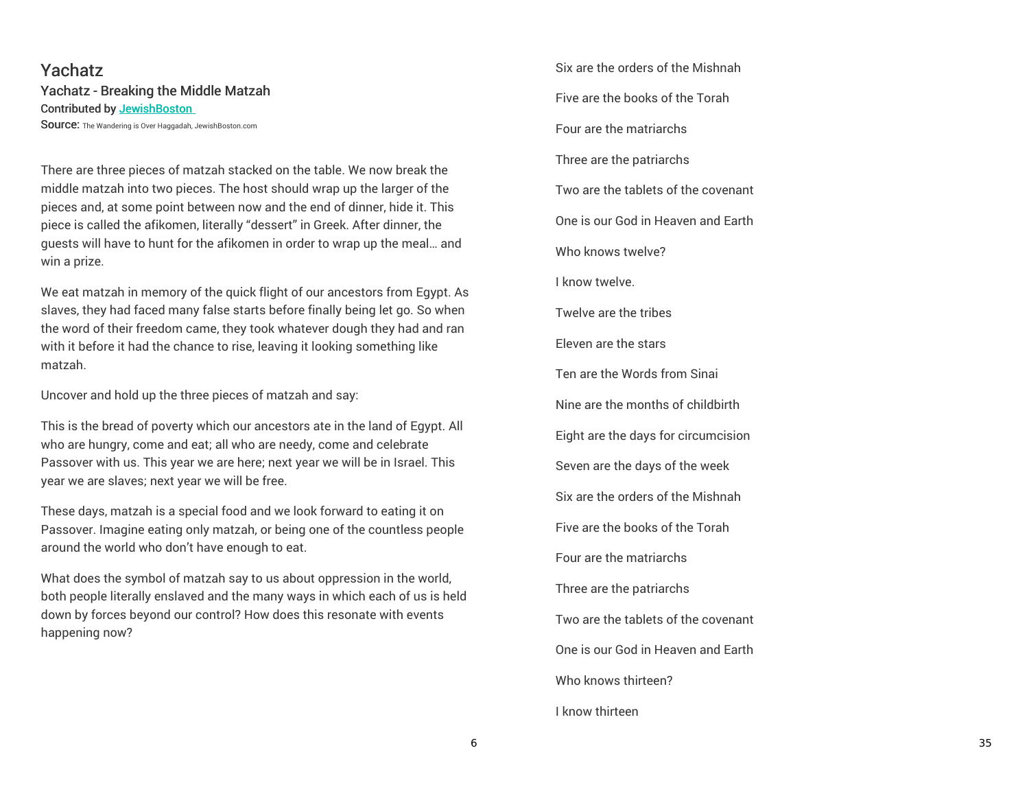# Yachatz

## Yachatz - Breaking the Middle Matzah

Contributed by JewishBoston

Source: The Wandering is Over Haggadah, JewishBoston.com

There are three pieces of matzah stacked on the table. We now break the middle matzah into two pieces. The host should wrap up the larger of the pieces and, at some point between now and the end of dinner, hide it. This piece is called the afikomen, literally "dessert" in Greek. After dinner, the guests will have to hunt for the afikomen in order to wrap up the meal… and win a prize.

We eat matzah in memory of the quick flight of our ancestors from Egypt. As slaves, they had faced many false starts before finally being let go. So when the word of their freedom came, they took whatever dough they had and ran with it before it had the chance to rise, leaving it looking something like matzah.

Uncover and hold up the three pieces of matzah and say:

This is the bread of poverty which our ancestors ate in the land of Egypt. All who are hungry, come and eat; all who are needy, come and celebrate Passover with us. This year we are here; next year we will be in Israel. This year we are slaves; next year we will be free.

These days, matzah is a special food and we look forward to eating it on Passover. Imagine eating only matzah, or being one of the countless people around the world who don't have enough to eat.

What does the symbol of matzah say to us about oppression in the world, both people literally enslaved and the many ways in which each of us is held down by forces beyond our control? How does this resonate with events happening now?

Six are the orders of the Mishnah

Five are the books of the Torah

Four are the matriarchs

Three are the patriarchs

Two are the tablets of the covenant

One is our God in Heaven and Earth

Who knows twelve?

I know twelve.

Twelve are the tribes

Eleven are the stars

Ten are the Words from Sinai

Nine are the months of childbirth

Eight are the days for circumcision

Seven are the days of the week

Six are the orders of the Mishnah

Five are the books of the Torah

Four are the matriarchs

Three are the patriarchs

Two are the tablets of the covenant

One is our God in Heaven and Earth

Who knows thirteen?

I know thirteen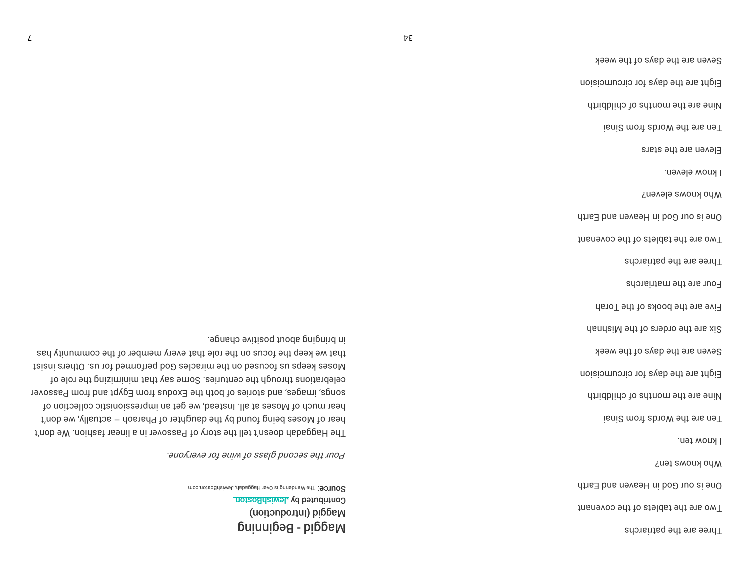Three are the patriarchs

Two are the tablets of the covenant

One is our God in Heaven and Earth

Who knows ten?

I know ten.

Ten are the Words from Sinai

Nine are the months of childbirth

Eight are the days for circumcision

Seven are the days of the week

Six are the orders of the Mishnah

Five are the books of the Torah

Four are the matriarchs

Three are the patriarchs

Two are the tablets of the covenant

One is our God in Heaven and Earth

Who knows eleven?

I know eleven.

Eleven are the stars

Ten are the Words from Sinai

Nine are the months of childbirth

Eight are the days for circumcision

Seven are the days of the week

# Maggid - Beginning

## Maggid (Introduction)

Contributed by JewishBoston

**Source:** The Wandering is Over Haggadah, JewishBoston.com

*Pour the second glass of wine for everyone.*

The Haggadah doesn't tell the story of Passover in a linear fashion. We don't hear of Moses being found by the daughter of Pharaoh – actually, we don't hear much of Moses at all. Instead, we get an impressionistic collection of songs, images, and stories of both the Exodus from Egypt and from Passover celebrations through the centuries. Some say that minimizing the role of Moses keeps us focused on the miracles God performed for us. Others insist that we keep the focus on the role that every member of the community has in bringing about positive change.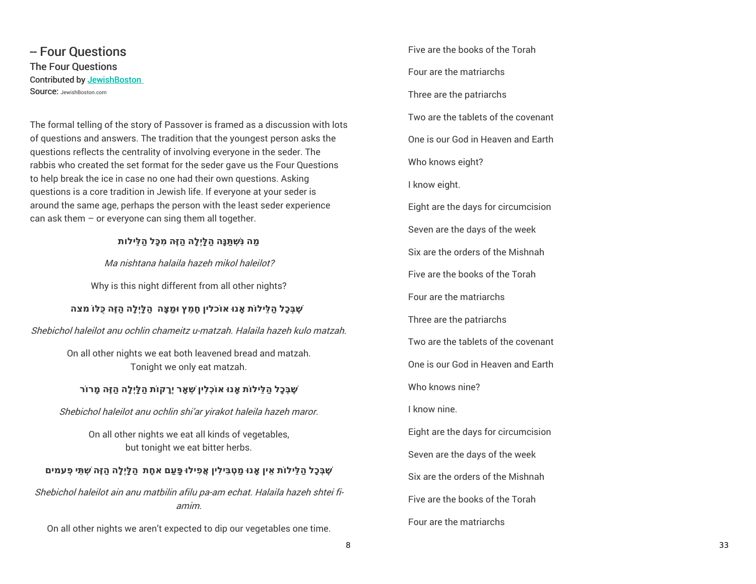## -- Four Questions

### The Four Questions

Contributed by JewishBoston
Source: JewishBoston.com

The formal telling of the story of Passover is framed as a discussion with lots of questions and answers. The tradition that the youngest person asks the questions reflects the centrality of involving everyone in the seder. The rabbis who created the set format for the seder gave us the Four Questions to help break the ice in case no one had their own questions. Asking questions is a core tradition in Jewish life. If everyone at your seder is around the same age, perhaps the person with the least seder experience can ask them – or everyone can sing them all together.

**מַה נִּשְׁתַּנָּה הַלַּיְלָה הַזֶּה מִכָּל הַלֵּילוֹת**

*Ma nishtana halaila hazeh mikol haleilot?*

Why is this night different from all other nights?

**שֶׁבְּכָל הַלֵּילוֹת אָנוּ אוֹכלין חָמֵץ וּמַצָּה  הַלַּיְלָה הַזֶּה כֻּלּוֹ מצה**

*Shebichol haleilot anu ochlin chameitz u-matzah. Halaila hazeh kulo matzah.*

On all other nights we eat both leavened bread and matzah.
Tonight we only eat matzah.

**שֶׁבְּכָל הַלֵּילוֹת אָנוּ אוֹכְלִין שְׁאָר יְרָקוֹת הַלַּיְלָה הַזֶּה מָרוֹר**

*Shebichol haleilot anu ochlin shi'ar yirakot haleila hazeh maror.*

On all other nights we eat all kinds of vegetables,
but tonight we eat bitter herbs.

**שֶׁבְּכָל הַלֵּילוֹת אֵין אָנוּ מַטְבִּילִין אֲפִילוּ פַּעַם אחָת  הַלַּיְלָה הַזֶּה שְׁתֵּי פְעמים**

*Shebichol haleilot ain anu matbilin afilu pa-am echat. Halaila hazeh shtei fi-amim.*

On all other nights we aren't expected to dip our vegetables one time.

Five are the books of the Torah

Four are the matriarchs

Three are the patriarchs

Two are the tablets of the covenant

One is our God in Heaven and Earth

Who knows eight?

I know eight.

Eight are the days for circumcision

Seven are the days of the week

Six are the orders of the Mishnah

Five are the books of the Torah

Four are the matriarchs

Three are the patriarchs

Two are the tablets of the covenant

One is our God in Heaven and Earth

Who knows nine?

I know nine.

Eight are the days for circumcision

Seven are the days of the week

Six are the orders of the Mishnah

Five are the books of the Torah

Four are the matriarchs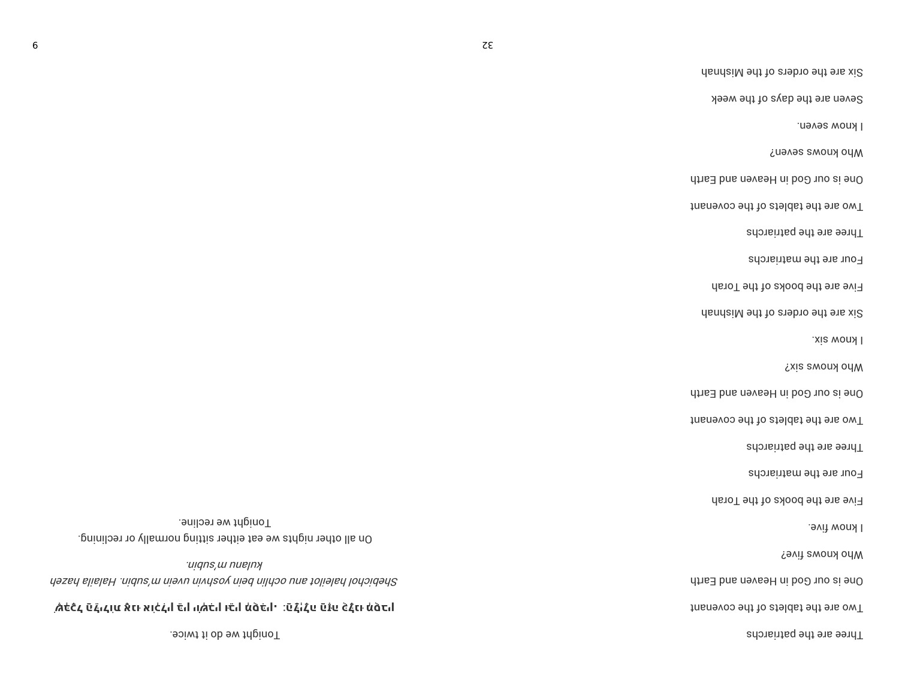Three are the patriarchs

Two are the tablets of the covenant

One is our God in Heaven and Earth

Who knows five?

I know five.

Five are the books of the Torah

Four are the matriarchs

Three are the patriarchs

Two are the tablets of the covenant

One is our God in Heaven and Earth

Who knows six?

I know six.

Six are the orders of the Mishnah

Five are the books of the Torah

Four are the matriarchs

Three are the patriarchs

Two are the tablets of the covenant

One is our God in Heaven and Earth

Who knows seven?

I know seven.

Seven are the days of the week

Six are the orders of the Mishnah

Tonight we do it twice.

שֶׁבְּכָל הַלֵּילוֹת אָנוּ אוֹכְלִין בֵּין יוֹשְׁבִין וּבֵין מְסֻבִּין. הַלַּיְלָה הַזֶּה כֻּלָּנוּ מְסֻבִּין:

*Shebichol haleilot anu ochlin bein yoshvin uvein m'subin. Halaila hazeh kulanu m'subin.*

On all other nights we eat either sitting normally or reclining.
Tonight we recline.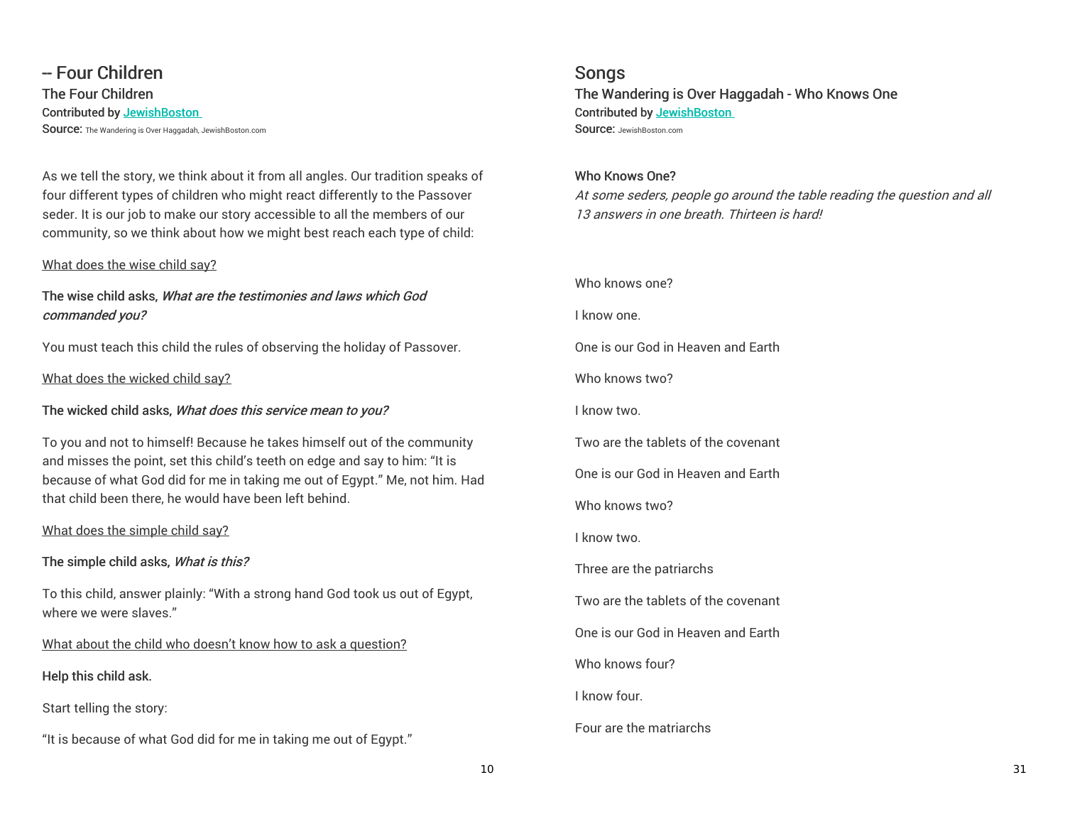## -- Four Children

### The Four Children

Contributed by [JewishBoston](JewishBoston)
Source: The Wandering is Over Haggadah, JewishBoston.com

As we tell the story, we think about it from all angles. Our tradition speaks of four different types of children who might react differently to the Passover seder. It is our job to make our story accessible to all the members of our community, so we think about how we might best reach each type of child:

<u>What does the wise child say?</u>

The wise child asks, *What are the testimonies and laws which God commanded you?*

You must teach this child the rules of observing the holiday of Passover.

<u>What does the wicked child say?</u>

The wicked child asks, *What does this service mean to you?*

To you and not to himself! Because he takes himself out of the community and misses the point, set this child's teeth on edge and say to him: "It is because of what God did for me in taking me out of Egypt." Me, not him. Had that child been there, he would have been left behind.

<u>What does the simple child say?</u>

The simple child asks, *What is this?*

To this child, answer plainly: "With a strong hand God took us out of Egypt, where we were slaves."

<u>What about the child who doesn't know how to ask a question?</u>

Help this child ask.

Start telling the story:

"It is because of what God did for me in taking me out of Egypt."

## Songs

### The Wandering is Over Haggadah - Who Knows One

Contributed by [JewishBoston](JewishBoston)
Source: JewishBoston.com

Who Knows One?

*At some seders, people go around the table reading the question and all 13 answers in one breath. Thirteen is hard!*

Who knows one?

I know one.

One is our God in Heaven and Earth

Who knows two?

I know two.

Two are the tablets of the covenant

One is our God in Heaven and Earth

Who knows two?

I know two.

Three are the patriarchs

Two are the tablets of the covenant

One is our God in Heaven and Earth

Who knows four?

I know four.

Four are the matriarchs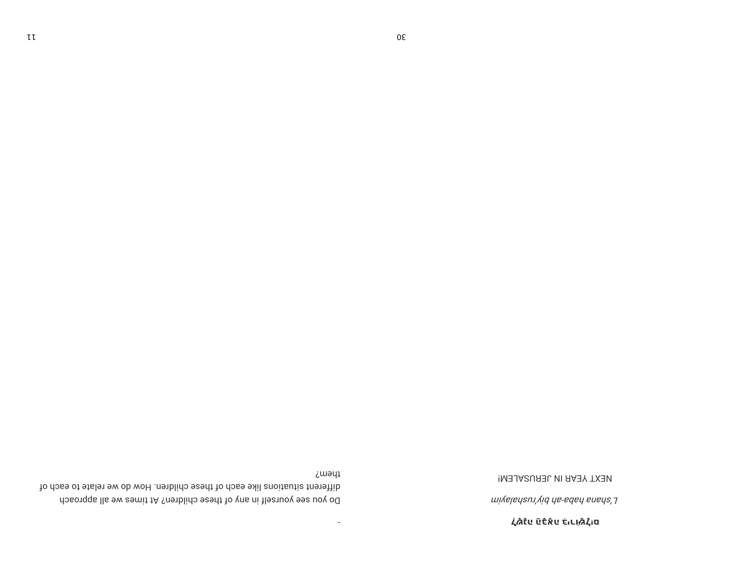**לְשָׁנָה הַבָּאָה בִּירוּשָׁלָיִם**

*L'shana haba-ah biy'rushalayim*

NEXT YEAR IN JERUSALEM!

-

Do you see yourself in any of these children? At times we all approach different situations like each of these children. How do we relate to each of them?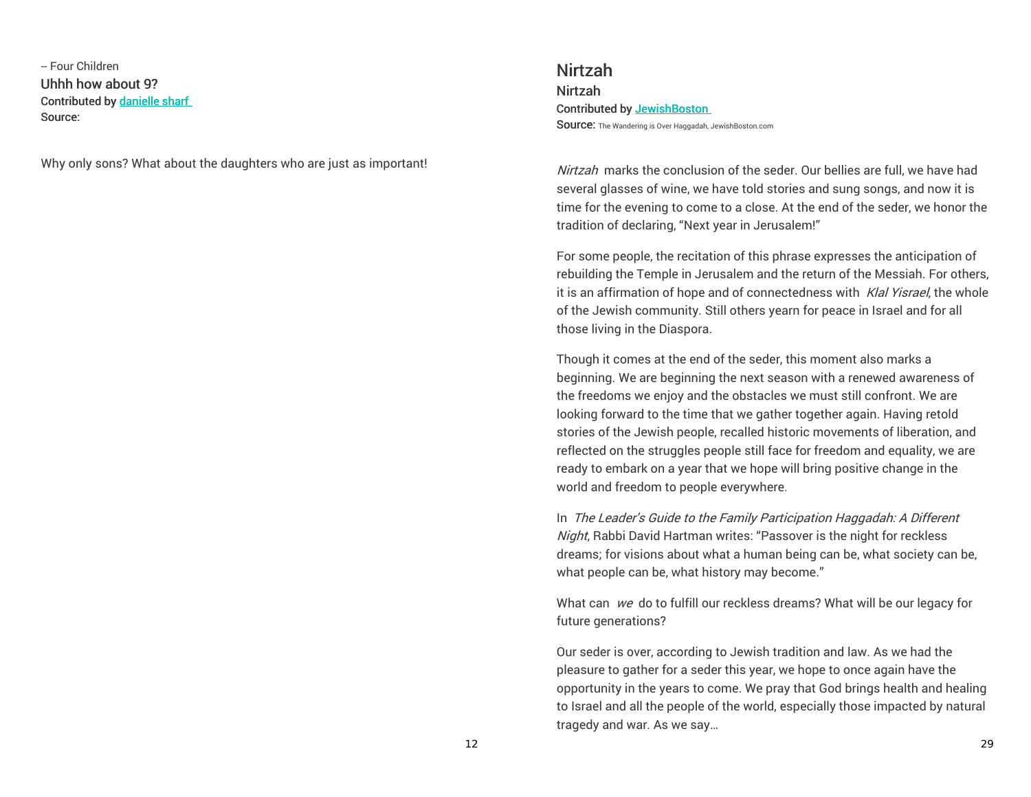-- Four Children

### Uhhh how about 9?

Contributed by danielle sharf

Source:

Why only sons? What about the daughters who are just as important!

## Nirtzah

### Nirtzah

Contributed by JewishBoston

Source: The Wandering is Over Haggadah, JewishBoston.com

*Nirtzah* marks the conclusion of the seder. Our bellies are full, we have had several glasses of wine, we have told stories and sung songs, and now it is time for the evening to come to a close. At the end of the seder, we honor the tradition of declaring, "Next year in Jerusalem!"

For some people, the recitation of this phrase expresses the anticipation of rebuilding the Temple in Jerusalem and the return of the Messiah. For others, it is an affirmation of hope and of connectedness with *Klal Yisrael*, the whole of the Jewish community. Still others yearn for peace in Israel and for all those living in the Diaspora.

Though it comes at the end of the seder, this moment also marks a beginning. We are beginning the next season with a renewed awareness of the freedoms we enjoy and the obstacles we must still confront. We are looking forward to the time that we gather together again. Having retold stories of the Jewish people, recalled historic movements of liberation, and reflected on the struggles people still face for freedom and equality, we are ready to embark on a year that we hope will bring positive change in the world and freedom to people everywhere.

In *The Leader's Guide to the Family Participation Haggadah: A Different Night*, Rabbi David Hartman writes: "Passover is the night for reckless dreams; for visions about what a human being can be, what society can be, what people can be, what history may become."

What can *we* do to fulfill our reckless dreams? What will be our legacy for future generations?

Our seder is over, according to Jewish tradition and law. As we had the pleasure to gather for a seder this year, we hope to once again have the opportunity in the years to come. We pray that God brings health and healing to Israel and all the people of the world, especially those impacted by natural tragedy and war. As we say…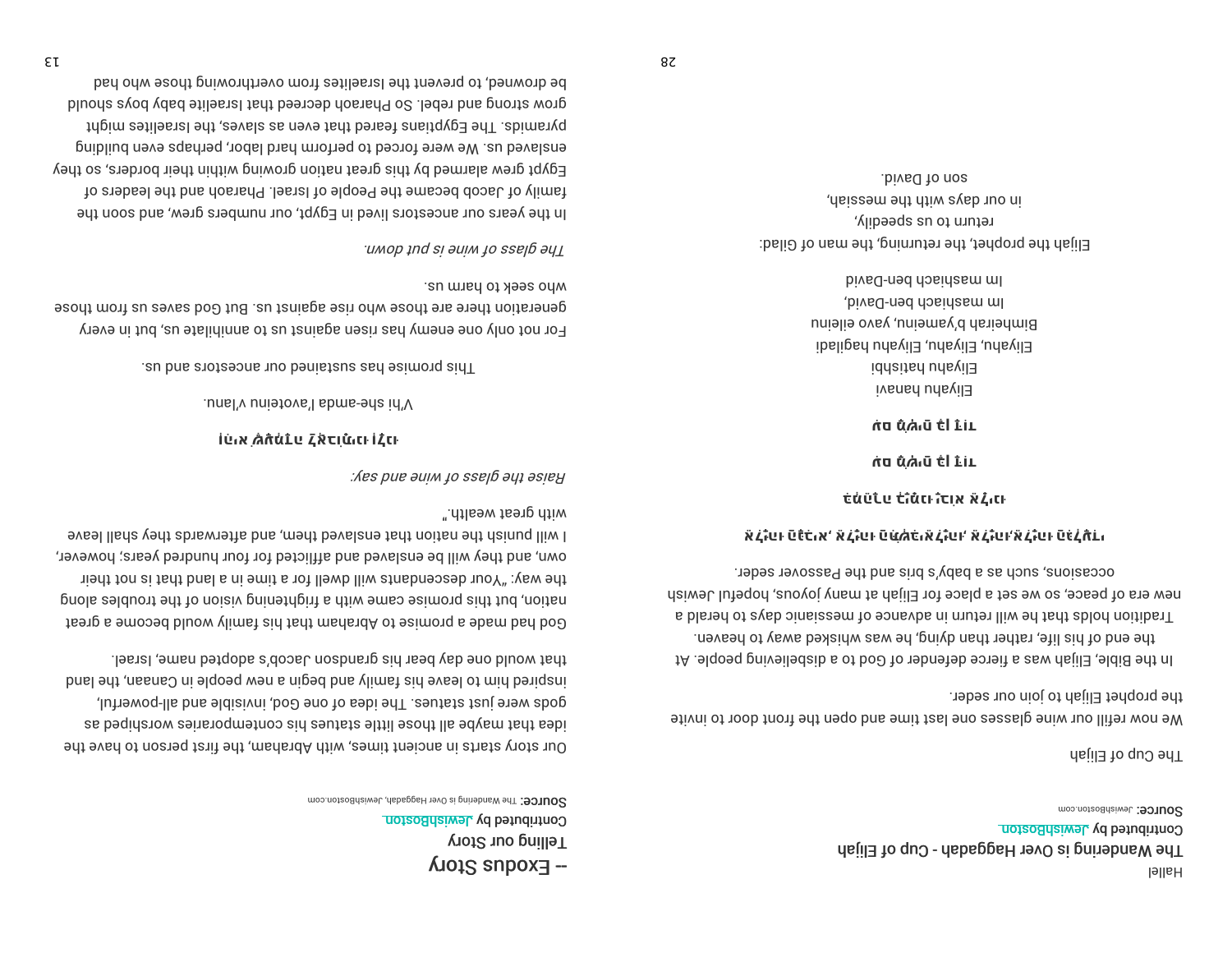Hallel

## The Wandering is Over Haggadah - Cup of Elijah

Contributed by JewishBoston

**Source:** JewishBoston.com

The Cup of Elijah

We now refill our wine glasses one last time and open the front door to invite the prophet Elijah to join our seder.

In the Bible, Elijah was a fierce defender of God to a disbelieving people. At the end of his life, rather than dying, he was whisked away to heaven. Tradition holds that he will return in advance of messianic days to herald a new era of peace, so we set a place for Elijah at many joyous, hopeful Jewish occasions, such as a baby's bris and the Passover seder.

אֵלִיָּהוּ הַנָּבִיא, אֵלִיָּהוּ הַתִּשְׁבִּי, אֵלִיָּהוּ,אֵלִיָּהוּ, אֵלִיָּהוּ הַגִּלְעָדִי

בִּמְהֵרָה בְיָמֵינוּ יָבוֹא אֵלֵינוּ

עִם מָשִׁיחַ בֶּן דָּוִד

עִם מָשִׁיחַ בֶּן דָּוִד

Eliyahu hanavi
Eliyahu hatishbi
Eliyahu, Eliyahu, Eliyahu hagiladi
Bimheirah b'yameinu, yavo eileinu
Im mashiach ben-David,
Im mashiach ben-David

Elijah the prophet, the returning, the man of Gilad:
return to us speedily,
in our days with the messiah,
son of David.

# -- Exodus Story

## Telling our Story

Contributed by JewishBoston

**Source:** The Wandering is Over Haggadah, JewishBoston.com

Our story starts in ancient times, with Abraham, the first person to have the idea that maybe all those little statues his contemporaries worshiped as gods were just statues. The idea of one God, invisible and all-powerful, inspired him to leave his family and begin a new people in Canaan, the land that would one day bear his grandson Jacob's adopted name, Israel.

God had made a promise to Abraham that his family would become a great nation, but this promise came with a frightening vision of the troubles along the way: "Your descendants will dwell for a time in a land that is not their own, and they will be enslaved and afflicted for four hundred years; however, I will punish the nation that enslaved them, and afterwards they shall leave with great wealth."

*Raise the glass of wine and say:*

וְהִיא שֶׁעָמְדָה לַאֲבוֹתֵינוּ וְלָנוּ

V'hi she-amda l'avoteinu v'lanu.

This promise has sustained our ancestors and us.

For not only one enemy has risen against us to annihilate us, but in every generation there are those who rise against us. But God saves us from those who seek to harm us.

*The glass of wine is put down.*

In the years our ancestors lived in Egypt, our numbers grew, and soon the family of Jacob became the People of Israel. Pharaoh and the leaders of Egypt grew alarmed by this great nation growing within their borders, so they enslaved us. We were forced to perform hard labor, perhaps even building pyramids. The Egyptians feared that even as slaves, the Israelites might grow strong and rebel. So Pharaoh decreed that Israelite baby boys should be drowned, to prevent the Israelites from overthrowing those who had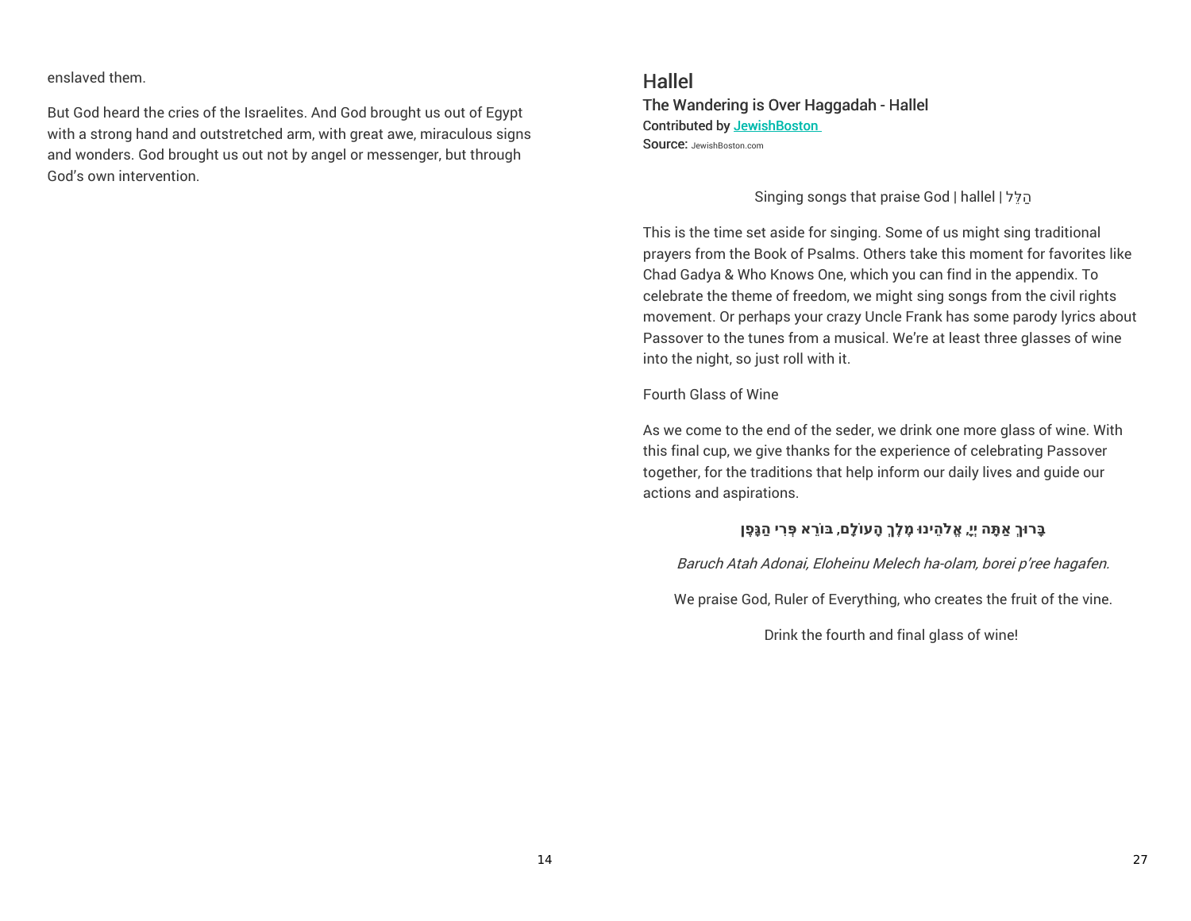enslaved them.

But God heard the cries of the Israelites. And God brought us out of Egypt with a strong hand and outstretched arm, with great awe, miraculous signs and wonders. God brought us out not by angel or messenger, but through God's own intervention.

## Hallel

### The Wandering is Over Haggadah - Hallel

Contributed by JewishBoston

Source: JewishBoston.com

Singing songs that praise God | hallel | הַלֵּל

This is the time set aside for singing. Some of us might sing traditional prayers from the Book of Psalms. Others take this moment for favorites like Chad Gadya & Who Knows One, which you can find in the appendix. To celebrate the theme of freedom, we might sing songs from the civil rights movement. Or perhaps your crazy Uncle Frank has some parody lyrics about Passover to the tunes from a musical. We're at least three glasses of wine into the night, so just roll with it.

Fourth Glass of Wine

As we come to the end of the seder, we drink one more glass of wine. With this final cup, we give thanks for the experience of celebrating Passover together, for the traditions that help inform our daily lives and guide our actions and aspirations.

**בָּרוּךְ אַתָּה יְיָ, אֱלֹהֵינוּ מֶלֶךְ הָעוֹלָם, בּוֹרֵא פְּרִי הַגָּפֶן**

*Baruch Atah Adonai, Eloheinu Melech ha-olam, borei p'ree hagafen.*

We praise God, Ruler of Everything, who creates the fruit of the vine.

Drink the fourth and final glass of wine!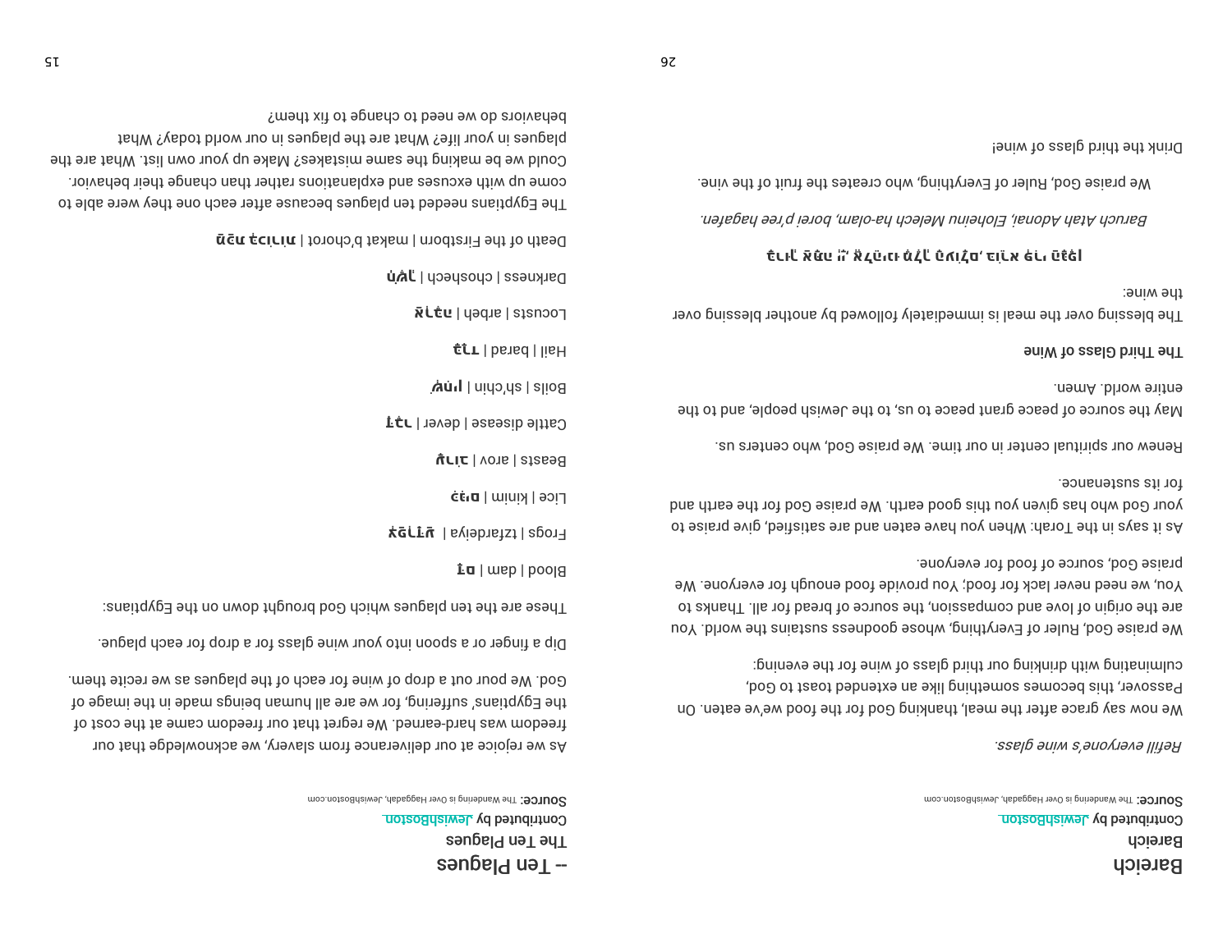# Bareich

Bareich

Contributed by JewishBoston

**Source:** The Wandering is Over Haggadah, JewishBoston.com

*Refill everyone's wine glass.*

We now say grace after the meal, thanking God for the food we've eaten. On Passover, this becomes something like an extended toast to God, culminating with drinking our third glass of wine for the evening:

We praise God, Ruler of Everything, whose goodness sustains the world. You are the origin of love and compassion, the source of bread for all. Thanks to You, we need never lack for food; You provide food enough for everyone. We praise God, source of food for everyone.

As it says in the Torah: When you have eaten and are satisfied, give praise to your God who has given you this good earth. We praise God for the earth and for its sustenance.

Renew our spiritual center in our time. We praise God, who centers us.

May the source of peace grant peace to us, to the Jewish people, and to the entire world. Amen.

**The Third Glass of Wine**

The blessing over the meal is immediately followed by another blessing over the wine:

**בָּרוּךְ אַתָּה יְיָ אֱלֹהֵינוּ מֶלֶךְ הָעוֹלָם, בּוֹרֵא פְּרִי הַגָּפֶן**

*Baruch Atah Adonai, Eloheinu Melech ha-olam, borei p'ree hagafen.*

We praise God, Ruler of Everything, who creates the fruit of the vine.

Drink the third glass of wine!

# -- Ten Plagues

The Ten Plagues

Contributed by JewishBoston

**Source:** The Wandering is Over Haggadah, JewishBoston.com

As we rejoice at our deliverance from slavery, we acknowledge that our freedom was hard-earned. We regret that our freedom came at the cost of the Egyptians' suffering, for we are all human beings made in the image of God. We pour out a drop of wine for each of the plagues as we recite them.

Dip a finger or a spoon into your wine glass for a drop for each plague.

These are the ten plagues which God brought down on the Egyptians:

Blood | dam | **דָּם**

Frogs | tzfardeiya | **צְפַרְדֵּעַ**

Lice | kinim | **כִּנִּים**

Beasts | arov | **עָרוֹב**

Cattle disease | dever | **דֶּבֶר**

Boils | sh'chin | **שְׁחִין**

Hail | barad | **בָּרָד**

Locusts | arbeh | **אַרְבֶּה**

Darkness | choshech | **חֹשֶׁךְ**

Death of the Firstborn | makat b'chorot | **מַכַּת בְּכוֹרוֹת**

The Egyptians needed ten plagues because after each one they were able to come up with excuses and explanations rather than change their behavior. Could we be making the same mistakes? Make up your own list. What are the plagues in your life? What are the plagues in our world today? What behaviors do we need to change to fix them?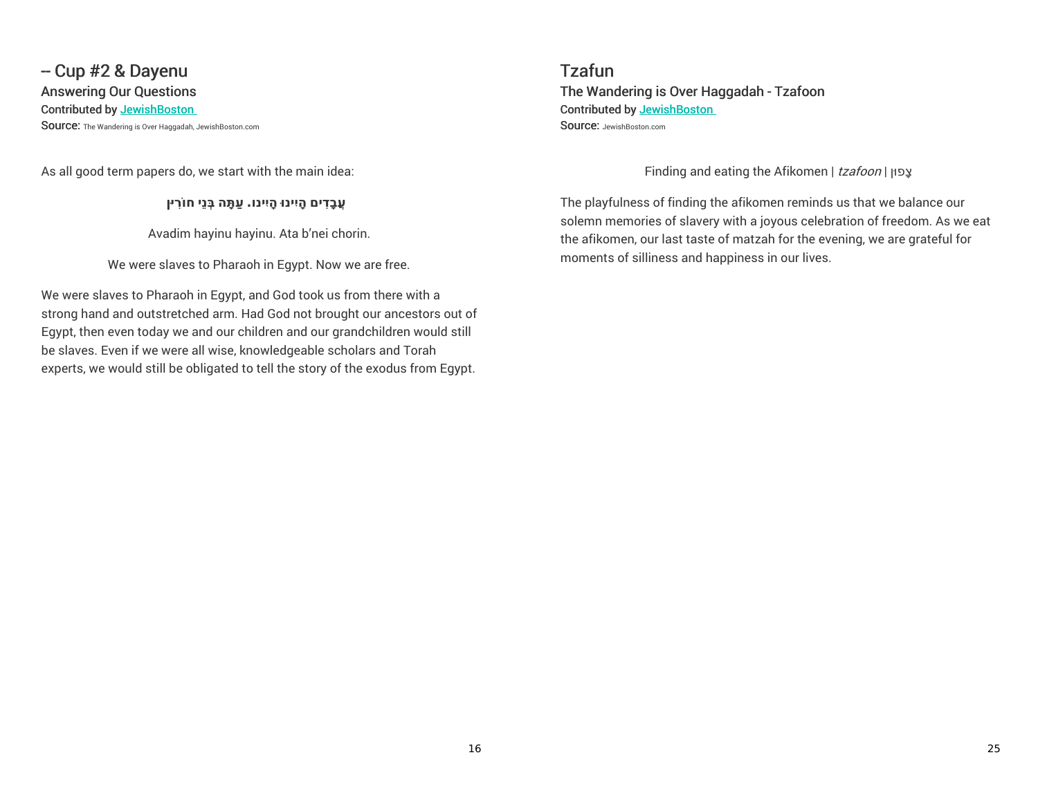## -- Cup #2 & Dayenu

### Answering Our Questions

Contributed by JewishBoston

Source: The Wandering is Over Haggadah, JewishBoston.com

As all good term papers do, we start with the main idea:

**עֲבָדִים הָיִינוּ הָיִינוּ. עַתָּה בְּנֵי חוֹרִין**

Avadim hayinu hayinu. Ata b'nei chorin.

We were slaves to Pharaoh in Egypt. Now we are free.

We were slaves to Pharaoh in Egypt, and God took us from there with a strong hand and outstretched arm. Had God not brought our ancestors out of Egypt, then even today we and our children and our grandchildren would still be slaves. Even if we were all wise, knowledgeable scholars and Torah experts, we would still be obligated to tell the story of the exodus from Egypt.

## Tzafun

### The Wandering is Over Haggadah - Tzafoon

Contributed by JewishBoston

Source: JewishBoston.com

Finding and eating the Afikomen | *tzafoon* | צָפוּן

The playfulness of finding the afikomen reminds us that we balance our solemn memories of slavery with a joyous celebration of freedom. As we eat the afikomen, our last taste of matzah for the evening, we are grateful for moments of silliness and happiness in our lives.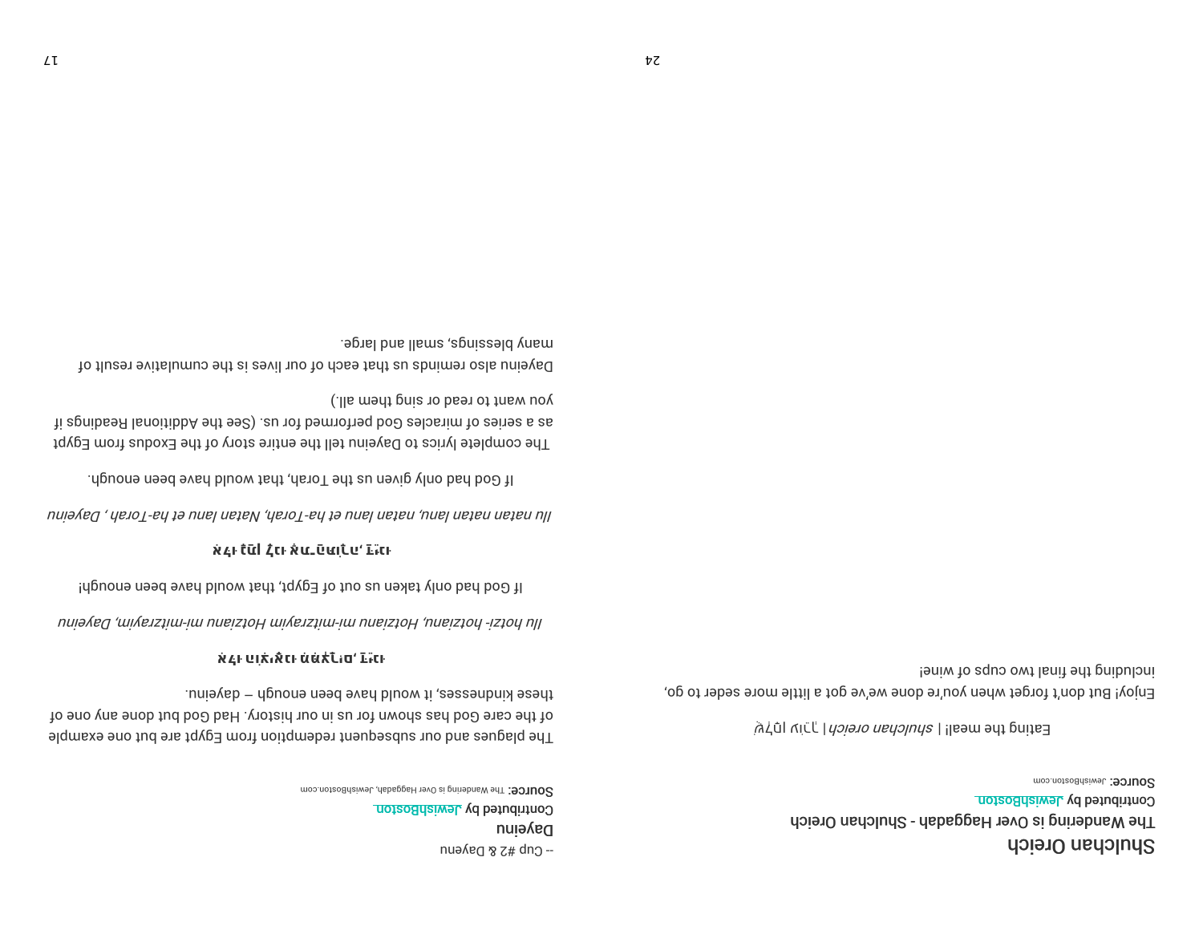# Shulchan Oreich

The Wandering is Over Haggadah - Shulchan Oreich

Contributed by JewishBoston

**Source:** JewishBoston.com

Eating the meal! | *shulchan oreich* | שֻׁלְחָן עוֹרֵךְ

Enjoy! But don't forget when you're done we've got a little more seder to go, including the final two cups of wine!

-- Cup #2 & Dayenu

## Dayeinu

Contributed by JewishBoston

**Source:** The Wandering is Over Haggadah, JewishBoston.com

The plagues and our subsequent redemption from Egypt are but one example of the care God has shown for us in our history. Had God but done any one of these kindnesses, it would have been enough – dayeinu.

**אִלּוּ הוֹצִיאָנוּ מִמִּצְרַיִם, דַּיֵּנוּ**

*Ilu hotzi- hotzianu, Hotzianu mi-mitzrayim Hotzianu mi-mitzrayim, Dayeinu*

If God had only taken us out of Egypt, that would have been enough!

**אִלּוּ נָתַן לָנוּ אֶת־הַתּוֹרָה, דַּיֵּנוּ**

*Ilu natan natan lanu, natan lanu et ha-Torah, Natan lanu et ha-Torah , Dayeinu*

If God had only given us the Torah, that would have been enough.

The complete lyrics to Dayeinu tell the entire story of the Exodus from Egypt as a series of miracles God performed for us. (See the Additional Readings if you want to read or sing them all.)

Dayeinu also reminds us that each of our lives is the cumulative result of many blessings, small and large.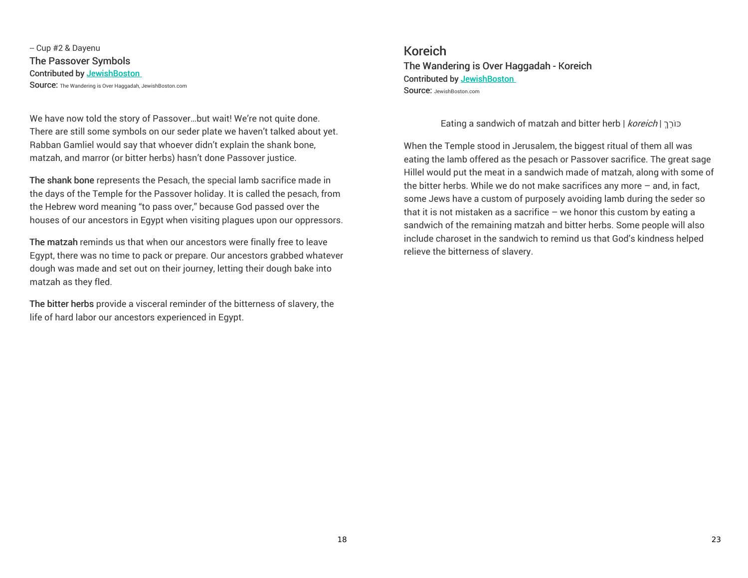-- Cup #2 & Dayenu

### The Passover Symbols

**Contributed by [JewishBoston](JewishBoston)**

**Source:** The Wandering is Over Haggadah, JewishBoston.com

We have now told the story of Passover…but wait! We're not quite done. There are still some symbols on our seder plate we haven't talked about yet. Rabban Gamliel would say that whoever didn't explain the shank bone, matzah, and marror (or bitter herbs) hasn't done Passover justice.

**The shank bone** represents the Pesach, the special lamb sacrifice made in the days of the Temple for the Passover holiday. It is called the pesach, from the Hebrew word meaning "to pass over," because God passed over the houses of our ancestors in Egypt when visiting plagues upon our oppressors.

**The matzah** reminds us that when our ancestors were finally free to leave Egypt, there was no time to pack or prepare. Our ancestors grabbed whatever dough was made and set out on their journey, letting their dough bake into matzah as they fled.

**The bitter herbs** provide a visceral reminder of the bitterness of slavery, the life of hard labor our ancestors experienced in Egypt.

## Koreich

### The Wandering is Over Haggadah - Koreich

**Contributed by [JewishBoston](JewishBoston)**

**Source:** JewishBoston.com

Eating a sandwich of matzah and bitter herb | *koreich* | כּוֹרֵךְ

When the Temple stood in Jerusalem, the biggest ritual of them all was eating the lamb offered as the pesach or Passover sacrifice. The great sage Hillel would put the meat in a sandwich made of matzah, along with some of the bitter herbs. While we do not make sacrifices any more – and, in fact, some Jews have a custom of purposely avoiding lamb during the seder so that it is not mistaken as a sacrifice – we honor this custom by eating a sandwich of the remaining matzah and bitter herbs. Some people will also include charoset in the sandwich to remind us that God's kindness helped relieve the bitterness of slavery.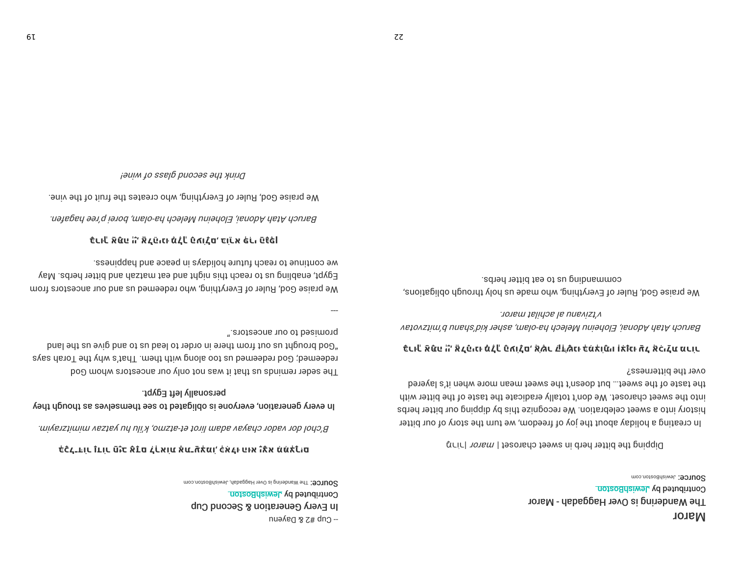# Maror

The Wandering is Over Haggadah - Maror

Contributed by JewishBoston

**Source:** JewishBoston.com

Dipping the bitter herb in sweet charoset | *maror* | מָרוֹר

In creating a holiday about the joy of freedom, we turn the story of our bitter history into a sweet celebration. We recognize this by dipping our bitter herbs into the sweet charoset. We don't totally eradicate the taste of the bitter with the taste of the sweet… but doesn't the sweet mean more when it's layered over the bitterness?

**בָּרוּךְ אַתָּה יְיָ, אֱלֹהֵינוּ מֶלֶךְ הָעוֹלָם, אֲשֶׁר קִדְּשָׁנוּ בְּמִצְוֹתָיו וְצִוָּנוּ עַל אֲכִילַת מָרוֹר**

*Baruch Atah Adonai, Eloheinu Melech ha-olam, asher kid'shanu b'mitzvotav v'tzivanu al achilat maror.*

We praise God, Ruler of Everything, who made us holy through obligations, commanding us to eat bitter herbs.

-- Cup #2 & Dayenu

In Every Generation & Second Cup

Contributed by JewishBoston

**Source:** The Wandering is Over Haggadah, JewishBoston.com

**בְּכָל־דּוֹר וָדוֹר חַיָּב אָדָם לִרְאוֹת אֶת־עַצְמוֹ, כְּאִלּוּ הוּא יָצָא מִמִּצְרָיִם**

*B'chol dor vador chayav adam lirot et-atzmo, k'ilu hu yatzav mimitzrayim.*

**In every generation, everyone is obligated to see themselves as though they personally left Egypt.**

The seder reminds us that it was not only our ancestors whom God redeemed; God redeemed us too along with them. That's why the Torah says "God brought us out from there in order to lead us to and give us the land promised to our ancestors."

---

We praise God, Ruler of Everything, who redeemed us and our ancestors from Egypt, enabling us to reach this night and eat matzah and bitter herbs. May we continue to reach future holidays in peace and happiness.

**בָּרוּךְ אַתָּה יְיָ, אֱלֹהֵינוּ מֶלֶךְ הָעוֹלָם, בּוֹרֵא פְּרִי הַגָּפֶן**

*Baruch Atah Adonai, Eloheinu Melech ha-olam, borei p'ree hagafen.*

We praise God, Ruler of Everything, who creates the fruit of the vine.

*Drink the second glass of wine!*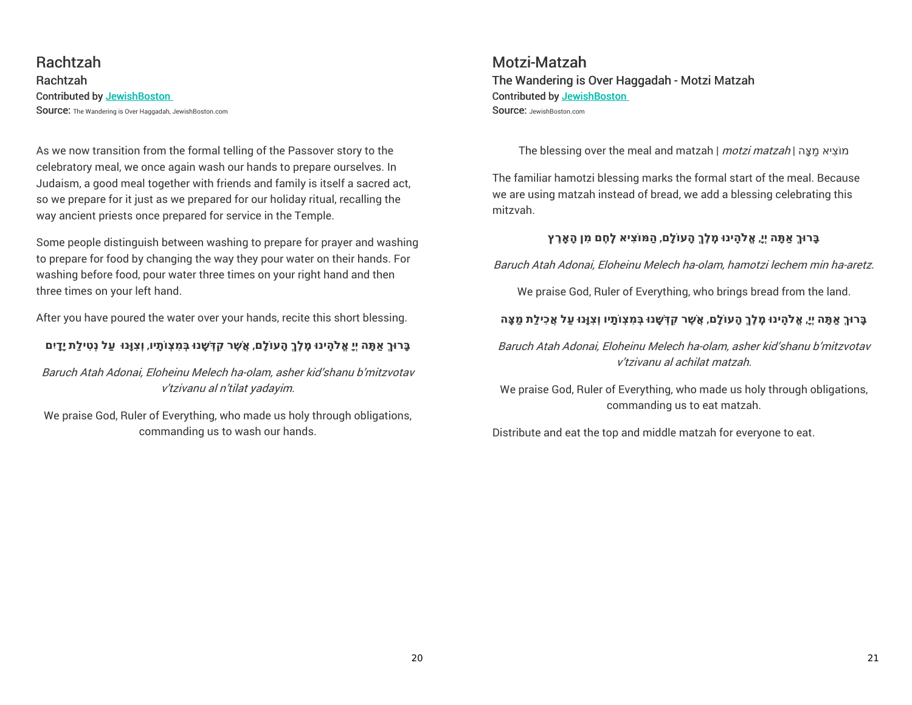# Rachtzah

## Rachtzah

Contributed by [JewishBoston](JewishBoston)

Source: The Wandering is Over Haggadah, JewishBoston.com

As we now transition from the formal telling of the Passover story to the celebratory meal, we once again wash our hands to prepare ourselves. In Judaism, a good meal together with friends and family is itself a sacred act, so we prepare for it just as we prepared for our holiday ritual, recalling the way ancient priests once prepared for service in the Temple.

Some people distinguish between washing to prepare for prayer and washing to prepare for food by changing the way they pour water on their hands. For washing before food, pour water three times on your right hand and then three times on your left hand.

After you have poured the water over your hands, recite this short blessing.

**בָּרוּךְ אַתָּה יְיָ אֱלֹהֵינוּ מֶלֶךְ הָעוֹלָם, אֲשֶׁר קִדְּשָׁנוּ בְּמִצְוֹתָיו, וְצִוָּנוּ עַל נְטִילַת יָדַיִם**

*Baruch Atah Adonai, Eloheinu Melech ha-olam, asher kid'shanu b'mitzvotav v'tzivanu al n'tilat yadayim.*

We praise God, Ruler of Everything, who made us holy through obligations, commanding us to wash our hands.

# Motzi-Matzah

## The Wandering is Over Haggadah - Motzi Matzah

Contributed by [JewishBoston](JewishBoston)

Source: JewishBoston.com

The blessing over the meal and matzah | *motzi matzah* | מוֹצִיא מַצָּה

The familiar hamotzi blessing marks the formal start of the meal. Because we are using matzah instead of bread, we add a blessing celebrating this mitzvah.

**בָּרוּךְ אַתָּה יְיָ, אֱלֹהֵינוּ מֶלֶךְ הָעוֹלָם, הַמּוֹצִיא לֶחֶם מִן הָאָרֶץ**

*Baruch Atah Adonai, Eloheinu Melech ha-olam, hamotzi lechem min ha-aretz.*

We praise God, Ruler of Everything, who brings bread from the land.

**בָּרוּךְ אַתָּה יְיָ, אֱלֹהֵינוּ מֶלֶךְ הָעוֹלָם, אֲשֶׁר קִדְּשָׁנוּ בְּמִצְוֹתָיו וְצִוָּנוּ עַל אֲכִילַת מַצָּה**

*Baruch Atah Adonai, Eloheinu Melech ha-olam, asher kid'shanu b'mitzvotav v'tzivanu al achilat matzah.*

We praise God, Ruler of Everything, who made us holy through obligations, commanding us to eat matzah.

Distribute and eat the top and middle matzah for everyone to eat.